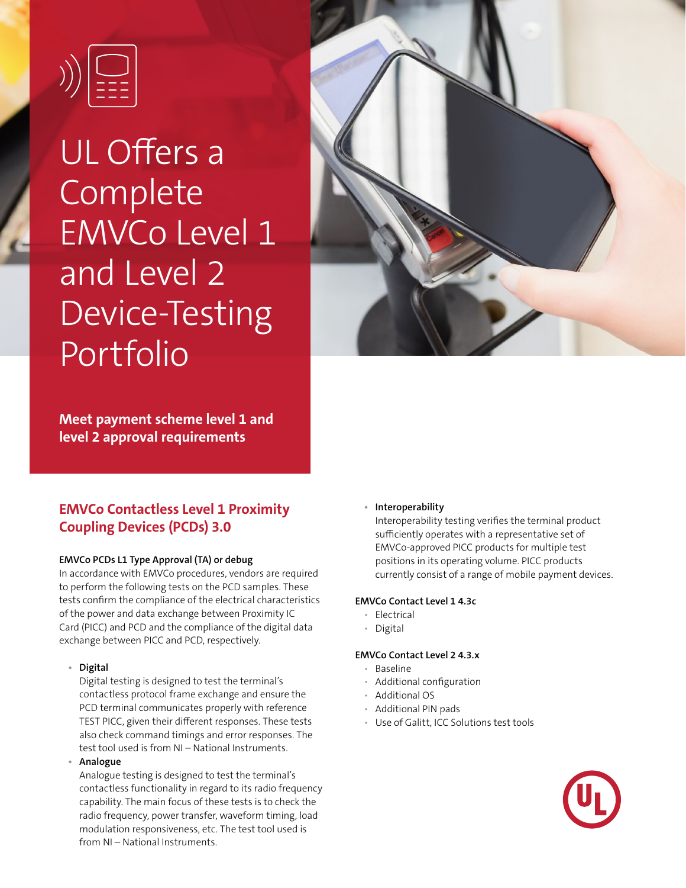# UL Offers a Complete EMVCo Level 1 and Level 2 Device-Testing Portfolio

**Meet payment scheme level 1 and level 2 approval requirements**

## EMVCo Contactless Level 1 Proximity Coupling Devices (PCDs) 3.0

### EMVCo PCDs L1 Type Approval (TA) or debug

In accordance with EMVCo procedures, vendors are required to perform the following tests on the PCD samples. These tests confirm the compliance of the electrical characteristics of the power and data exchange between Proximity IC Card (PICC) and PCD and the compliance of the digital data exchange between PICC and PCD, respectively.

- **Digital**
  Digital testing is designed to test the terminal's contactless protocol frame exchange and ensure the PCD terminal communicates properly with reference TEST PICC, given their different responses. These tests also check command timings and error responses. The test tool used is from NI – National Instruments.
- **Analogue**
  Analogue testing is designed to test the terminal's contactless functionality in regard to its radio frequency capability. The main focus of these tests is to check the radio frequency, power transfer, waveform timing, load modulation responsiveness, etc. The test tool used is from NI – National Instruments.
- **Interoperability**
  Interoperability testing verifies the terminal product sufficiently operates with a representative set of EMVCo-approved PICC products for multiple test positions in its operating volume. PICC products currently consist of a range of mobile payment devices.

### EMVCo Contact Level 1 4.3c

- Electrical
- Digital

### EMVCo Contact Level 2 4.3.x

- Baseline
- Additional configuration
- Additional OS
- Additional PIN pads
- Use of Galitt, ICC Solutions test tools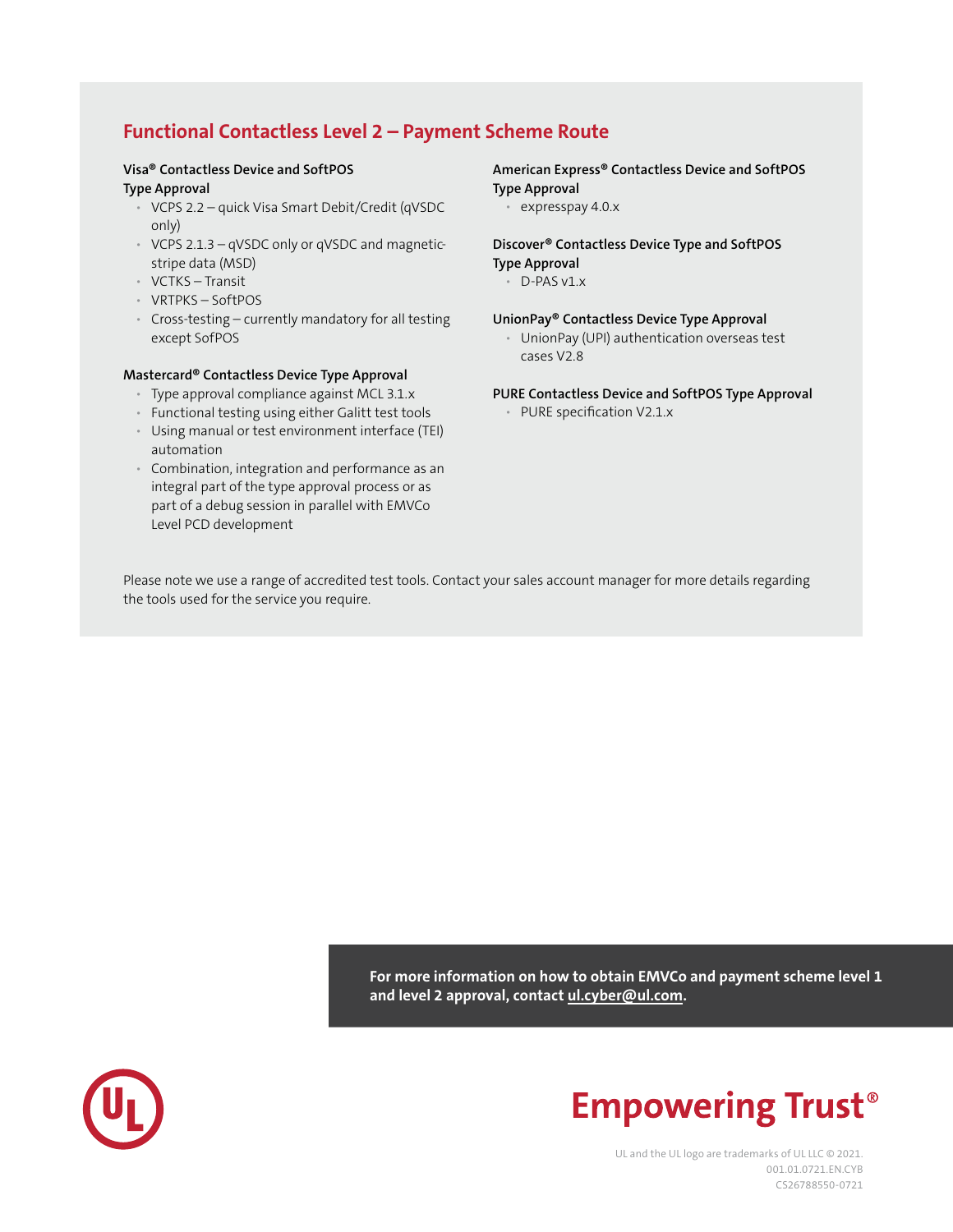## Functional Contactless Level 2 – Payment Scheme Route

**Visa® Contactless Device and SoftPOS Type Approval**

- VCPS 2.2 – quick Visa Smart Debit/Credit (qVSDC only)
- VCPS 2.1.3 – qVSDC only or qVSDC and magnetic-stripe data (MSD)
- VCTKS – Transit
- VRTPKS – SoftPOS
- Cross-testing – currently mandatory for all testing except SofPOS

**Mastercard® Contactless Device Type Approval**

- Type approval compliance against MCL 3.1.x
- Functional testing using either Galitt test tools
- Using manual or test environment interface (TEI) automation
- Combination, integration and performance as an integral part of the type approval process or as part of a debug session in parallel with EMVCo Level PCD development

**American Express® Contactless Device and SoftPOS Type Approval**

- expresspay 4.0.x

**Discover® Contactless Device Type and SoftPOS Type Approval**

- D-PAS v1.x

**UnionPay® Contactless Device Type Approval**

- UnionPay (UPI) authentication overseas test cases V2.8

**PURE Contactless Device and SoftPOS Type Approval**

- PURE specification V2.1.x

Please note we use a range of accredited test tools. Contact your sales account manager for more details regarding the tools used for the service you require.

**For more information on how to obtain EMVCo and payment scheme level 1 and level 2 approval, contact ul.cyber@ul.com.**

Empowering Trust®

UL and the UL logo are trademarks of UL LLC © 2021.
001.01.0721.EN.CYB
CS26788550-0721